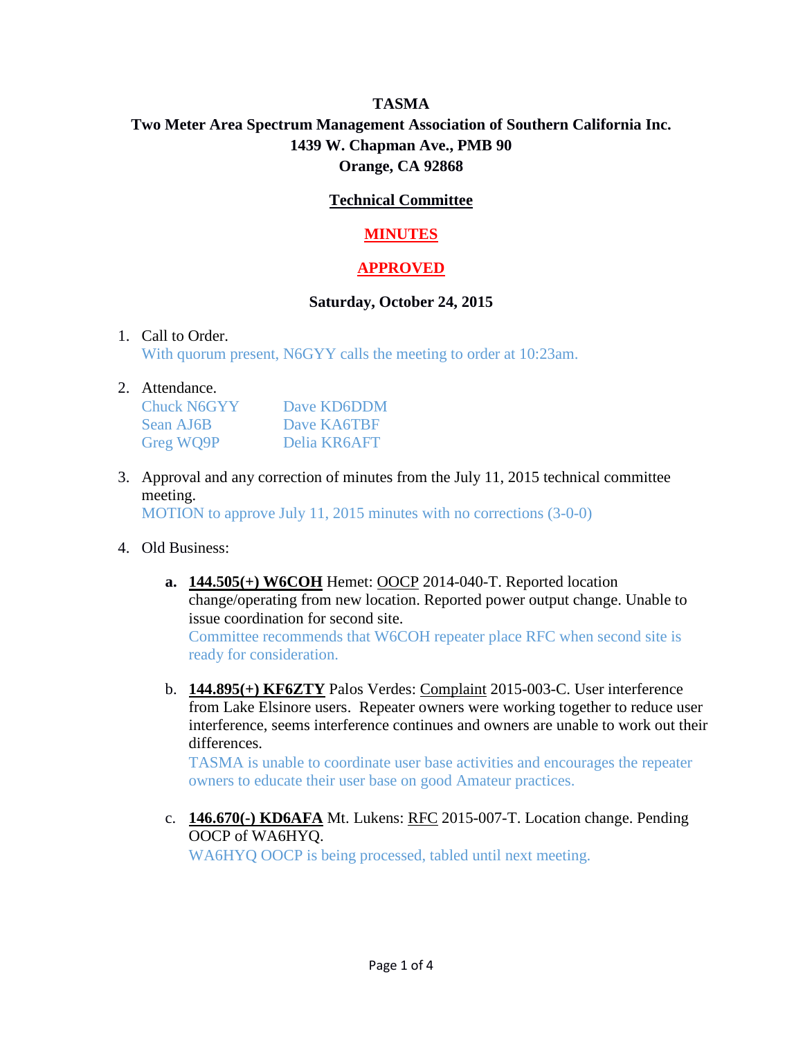**TASMA**

**Two Meter Area Spectrum Management Association of Southern California Inc.**

**1439 W. Chapman Ave., PMB 90**

**Orange, CA 92868**

**Technical Committee**

**MINUTES**

**APPROVED**

**Saturday, October 24, 2015**

1. Call to Order.
   With quorum present, N6GYY calls the meeting to order at 10:23am.

2. Attendance.

   | | |
   |---|---|
   | Chuck N6GYY | Dave KD6DDM |
   | Sean AJ6B | Dave KA6TBF |
   | Greg WQ9P | Delia KR6AFT |

3. Approval and any correction of minutes from the July 11, 2015 technical committee meeting.
   MOTION to approve July 11, 2015 minutes with no corrections (3-0-0)

4. Old Business:

   **a.** **144.505(+) W6COH** Hemet: OOCP 2014-040-T. Reported location change/operating from new location. Reported power output change. Unable to issue coordination for second site.
   Committee recommends that W6COH repeater place RFC when second site is ready for consideration.

   b. **144.895(+) KF6ZTY** Palos Verdes: Complaint 2015-003-C. User interference from Lake Elsinore users. Repeater owners were working together to reduce user interference, seems interference continues and owners are unable to work out their differences.
   TASMA is unable to coordinate user base activities and encourages the repeater owners to educate their user base on good Amateur practices.

   c. **146.670(-) KD6AFA** Mt. Lukens: RFC 2015-007-T. Location change. Pending OOCP of WA6HYQ.
   WA6HYQ OOCP is being processed, tabled until next meeting.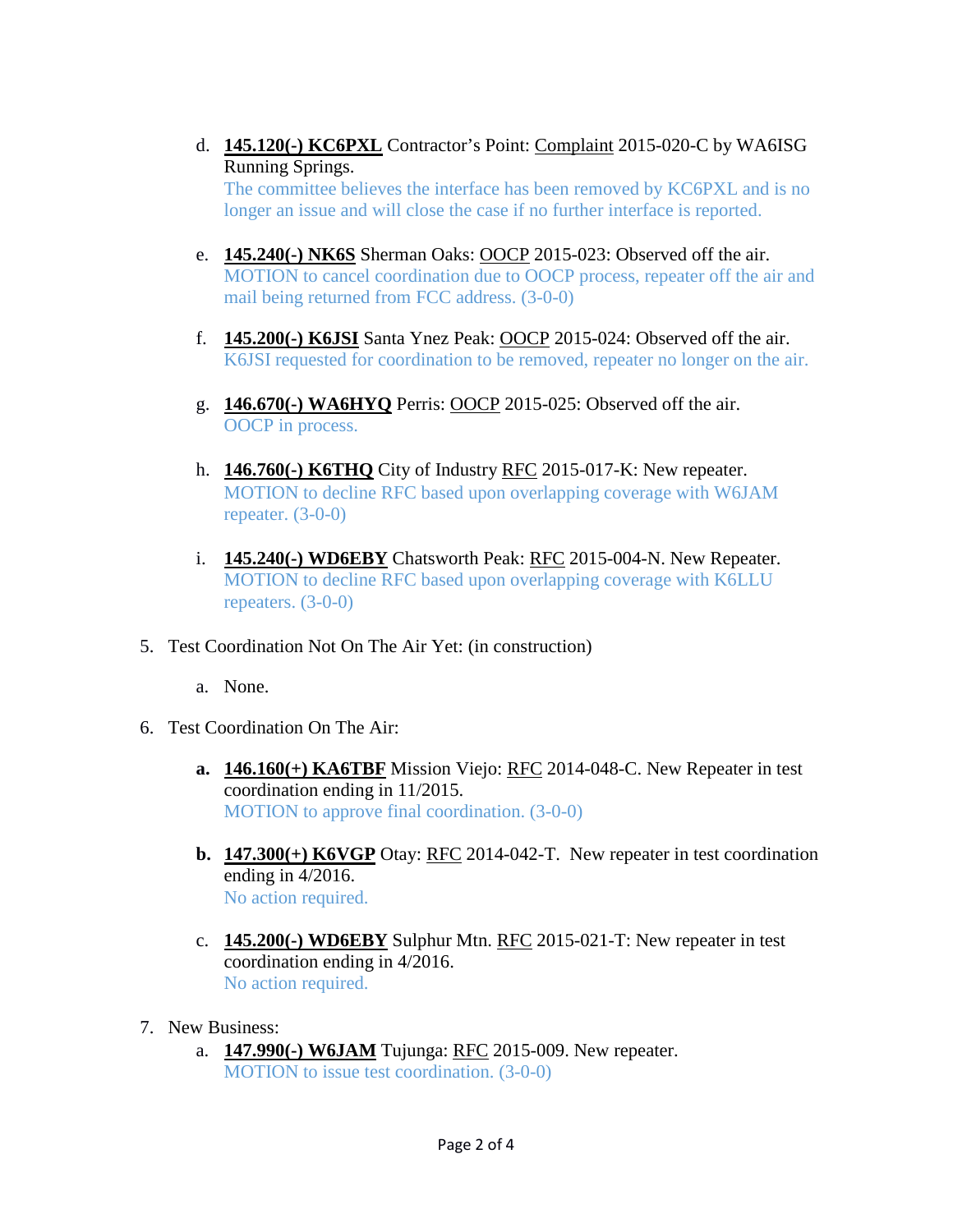d. **<u>145.120(-) KC6PXL</u>** Contractor's Point: <u>Complaint</u> 2015-020-C by WA6ISG Running Springs.
   The committee believes the interface has been removed by KC6PXL and is no longer an issue and will close the case if no further interface is reported.

e. **<u>145.240(-) NK6S</u>** Sherman Oaks: <u>OOCP</u> 2015-023: Observed off the air.
   MOTION to cancel coordination due to OOCP process, repeater off the air and mail being returned from FCC address. (3-0-0)

f. **<u>145.200(-) K6JSI</u>** Santa Ynez Peak: <u>OOCP</u> 2015-024: Observed off the air.
   K6JSI requested for coordination to be removed, repeater no longer on the air.

g. **<u>146.670(-) WA6HYQ</u>** Perris: <u>OOCP</u> 2015-025: Observed off the air.
   OOCP in process.

h. **<u>146.760(-) K6THQ</u>** City of Industry <u>RFC</u> 2015-017-K: New repeater.
   MOTION to decline RFC based upon overlapping coverage with W6JAM repeater. (3-0-0)

i. **<u>145.240(-) WD6EBY</u>** Chatsworth Peak: <u>RFC</u> 2015-004-N. New Repeater.
   MOTION to decline RFC based upon overlapping coverage with K6LLU repeaters. (3-0-0)

5. Test Coordination Not On The Air Yet: (in construction)

   a. None.

6. Test Coordination On The Air:

   **a.** **<u>146.160(+) KA6TBF</u>** Mission Viejo: <u>RFC</u> 2014-048-C. New Repeater in test coordination ending in 11/2015.
   MOTION to approve final coordination. (3-0-0)

   **b.** **<u>147.300(+) K6VGP</u>** Otay: <u>RFC</u> 2014-042-T. New repeater in test coordination ending in 4/2016.
   No action required.

   c. **<u>145.200(-) WD6EBY</u>** Sulphur Mtn. <u>RFC</u> 2015-021-T: New repeater in test coordination ending in 4/2016.
   No action required.

7. New Business:

   a. **<u>147.990(-) W6JAM</u>** Tujunga: <u>RFC</u> 2015-009. New repeater.
   MOTION to issue test coordination. (3-0-0)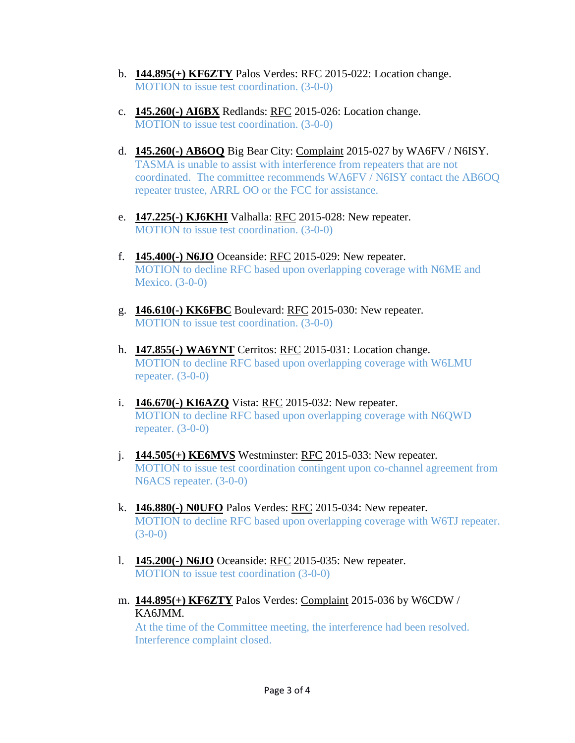b. **144.895(+) KF6ZTY** Palos Verdes: RFC 2015-022: Location change.
   MOTION to issue test coordination. (3-0-0)

c. **145.260(-) AI6BX** Redlands: RFC 2015-026: Location change.
   MOTION to issue test coordination. (3-0-0)

d. **145.260(-) AB6OQ** Big Bear City: Complaint 2015-027 by WA6FV / N6ISY.
   TASMA is unable to assist with interference from repeaters that are not coordinated. The committee recommends WA6FV / N6ISY contact the AB6OQ repeater trustee, ARRL OO or the FCC for assistance.

e. **147.225(-) KJ6KHI** Valhalla: RFC 2015-028: New repeater.
   MOTION to issue test coordination. (3-0-0)

f. **145.400(-) N6JO** Oceanside: RFC 2015-029: New repeater.
   MOTION to decline RFC based upon overlapping coverage with N6ME and Mexico. (3-0-0)

g. **146.610(-) KK6FBC** Boulevard: RFC 2015-030: New repeater.
   MOTION to issue test coordination. (3-0-0)

h. **147.855(-) WA6YNT** Cerritos: RFC 2015-031: Location change.
   MOTION to decline RFC based upon overlapping coverage with W6LMU repeater. (3-0-0)

i. **146.670(-) KI6AZQ** Vista: RFC 2015-032: New repeater.
   MOTION to decline RFC based upon overlapping coverage with N6QWD repeater. (3-0-0)

j. **144.505(+) KE6MVS** Westminster: RFC 2015-033: New repeater.
   MOTION to issue test coordination contingent upon co-channel agreement from N6ACS repeater. (3-0-0)

k. **146.880(-) N0UFO** Palos Verdes: RFC 2015-034: New repeater.
   MOTION to decline RFC based upon overlapping coverage with W6TJ repeater. (3-0-0)

l. **145.200(-) N6JO** Oceanside: RFC 2015-035: New repeater.
   MOTION to issue test coordination (3-0-0)

m. **144.895(+) KF6ZTY** Palos Verdes: Complaint 2015-036 by W6CDW / KA6JMM.
   At the time of the Committee meeting, the interference had been resolved. Interference complaint closed.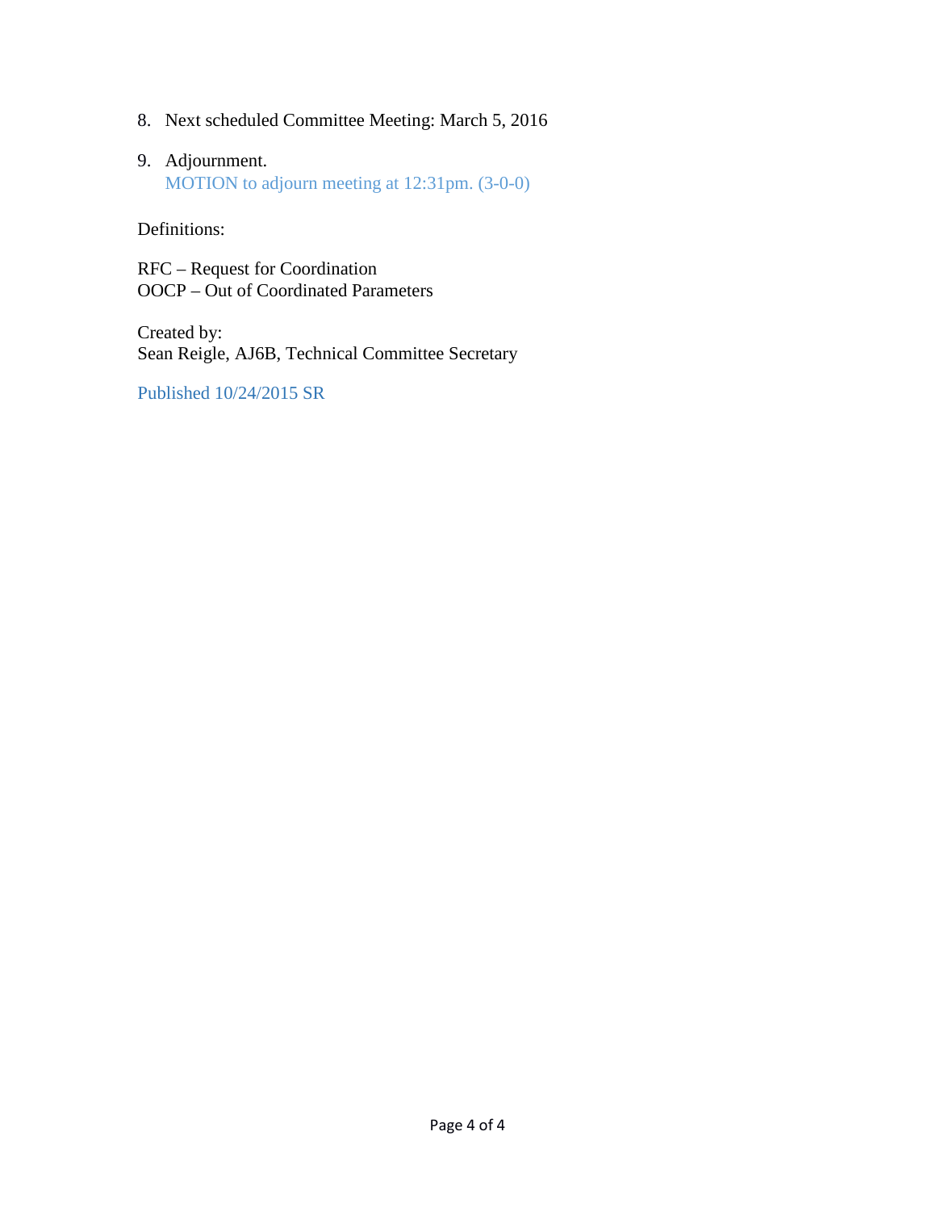8. Next scheduled Committee Meeting: March 5, 2016

9. Adjournment.
   MOTION to adjourn meeting at 12:31pm. (3-0-0)

Definitions:

RFC – Request for Coordination
OOCP – Out of Coordinated Parameters

Created by:
Sean Reigle, AJ6B, Technical Committee Secretary

Published 10/24/2015 SR